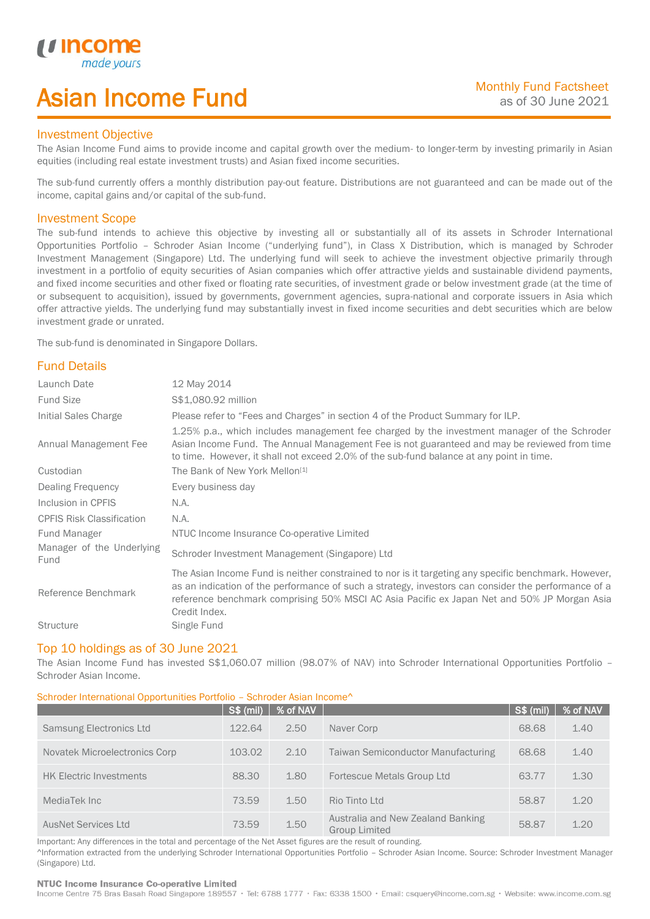# Asian Income Fund

Monthly Fund Factsheet
as of 30 June 2021

## Investment Objective

The Asian Income Fund aims to provide income and capital growth over the medium- to longer-term by investing primarily in Asian equities (including real estate investment trusts) and Asian fixed income securities.

The sub-fund currently offers a monthly distribution pay-out feature. Distributions are not guaranteed and can be made out of the income, capital gains and/or capital of the sub-fund.

## Investment Scope

The sub-fund intends to achieve this objective by investing all or substantially all of its assets in Schroder International Opportunities Portfolio – Schroder Asian Income ("underlying fund"), in Class X Distribution, which is managed by Schroder Investment Management (Singapore) Ltd. The underlying fund will seek to achieve the investment objective primarily through investment in a portfolio of equity securities of Asian companies which offer attractive yields and sustainable dividend payments, and fixed income securities and other fixed or floating rate securities, of investment grade or below investment grade (at the time of or subsequent to acquisition), issued by governments, government agencies, supra-national and corporate issuers in Asia which offer attractive yields. The underlying fund may substantially invest in fixed income securities and debt securities which are below investment grade or unrated.

The sub-fund is denominated in Singapore Dollars.

## Fund Details

| | |
|---|---|
| Launch Date | 12 May 2014 |
| Fund Size | S$1,080.92 million |
| Initial Sales Charge | Please refer to "Fees and Charges" in section 4 of the Product Summary for ILP. |
| Annual Management Fee | 1.25% p.a., which includes management fee charged by the investment manager of the Schroder Asian Income Fund. The Annual Management Fee is not guaranteed and may be reviewed from time to time. However, it shall not exceed 2.0% of the sub-fund balance at any point in time. |
| Custodian | The Bank of New York Mellon[1] |
| Dealing Frequency | Every business day |
| Inclusion in CPFIS | N.A. |
| CPFIS Risk Classification | N.A. |
| Fund Manager | NTUC Income Insurance Co-operative Limited |
| Manager of the Underlying Fund | Schroder Investment Management (Singapore) Ltd |
| Reference Benchmark | The Asian Income Fund is neither constrained to nor is it targeting any specific benchmark. However, as an indication of the performance of such a strategy, investors can consider the performance of a reference benchmark comprising 50% MSCI AC Asia Pacific ex Japan Net and 50% JP Morgan Asia Credit Index. |
| Structure | Single Fund |

## Top 10 holdings as of 30 June 2021

The Asian Income Fund has invested S$1,060.07 million (98.07% of NAV) into Schroder International Opportunities Portfolio – Schroder Asian Income.

Schroder International Opportunities Portfolio – Schroder Asian Income^

| | S$ (mil) | % of NAV | | S$ (mil) | % of NAV |
|---|---|---|---|---|---|
| Samsung Electronics Ltd | 122.64 | 2.50 | Naver Corp | 68.68 | 1.40 |
| Novatek Microelectronics Corp | 103.02 | 2.10 | Taiwan Semiconductor Manufacturing | 68.68 | 1.40 |
| HK Electric Investments | 88.30 | 1.80 | Fortescue Metals Group Ltd | 63.77 | 1.30 |
| MediaTek Inc | 73.59 | 1.50 | Rio Tinto Ltd | 58.87 | 1.20 |
| AusNet Services Ltd | 73.59 | 1.50 | Australia and New Zealand Banking Group Limited | 58.87 | 1.20 |

Important: Any differences in the total and percentage of the Net Asset figures are the result of rounding.

^Information extracted from the underlying Schroder International Opportunities Portfolio – Schroder Asian Income. Source: Schroder Investment Manager (Singapore) Ltd.

**NTUC Income Insurance Co-operative Limited**
Income Centre 75 Bras Basah Road Singapore 189557 • Tel: 6788 1777 • Fax: 6338 1500 • Email: csquery@income.com.sg • Website: www.income.com.sg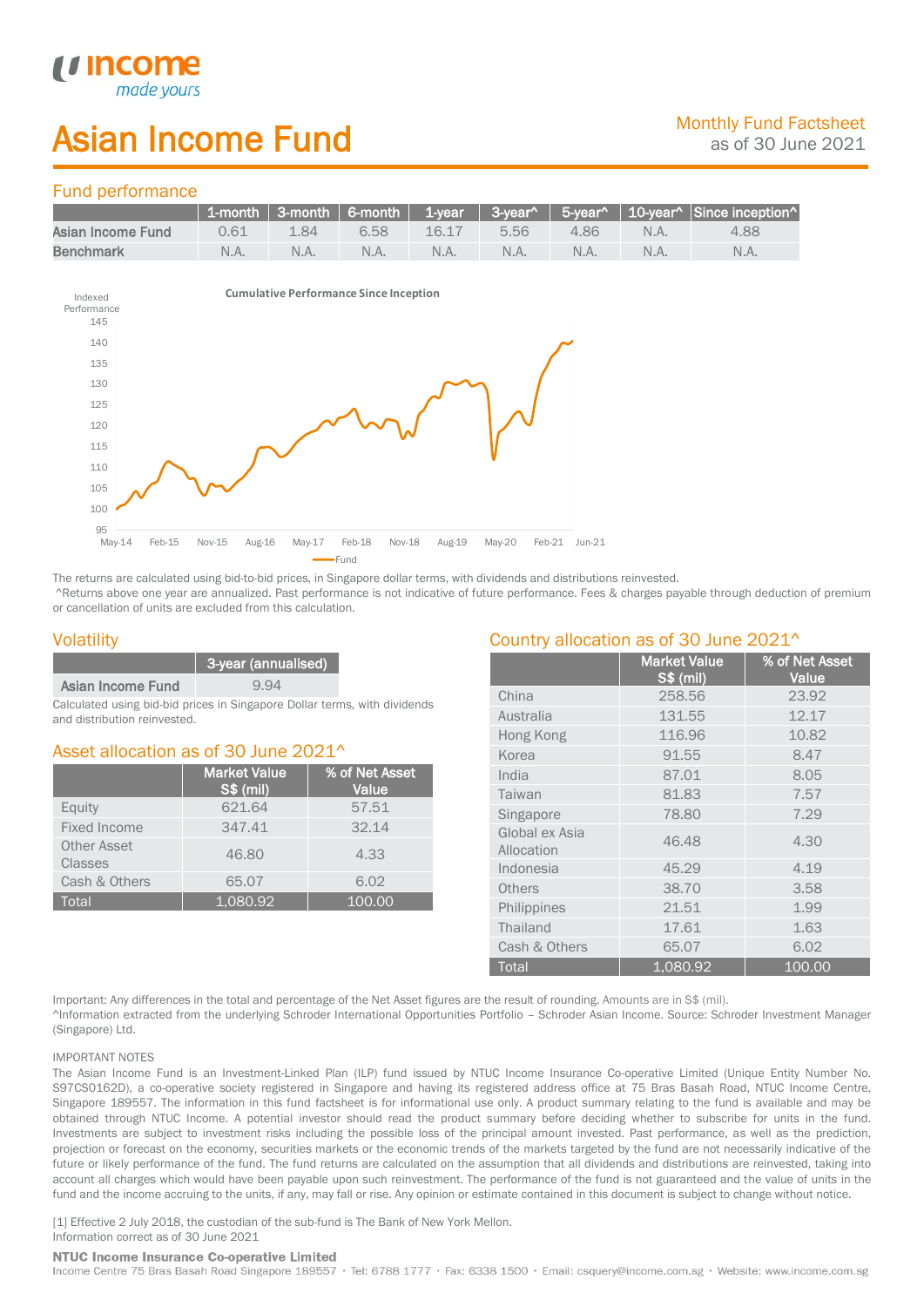# Asian Income Fund

Monthly Fund Factsheet
as of 30 June 2021

## Fund performance

| | 1-month | 3-month | 6-month | 1-year | 3-year^ | 5-year^ | 10-year^ | Since inception^ |
|---|---|---|---|---|---|---|---|---|
| Asian Income Fund | 0.61 | 1.84 | 6.58 | 16.17 | 5.56 | 4.86 | N.A. | 4.88 |
| Benchmark | N.A. | N.A. | N.A. | N.A. | N.A. | N.A. | N.A. | N.A. |

Cumulative Performance Since Inception

Indexed Performance

145
140
135
130
125
120
115
110
105
100
95

May-14 Feb-15 Nov-15 Aug-16 May-17 Feb-18 Nov-18 Aug-19 May-20 Feb-21 Jun-21

Fund

The returns are calculated using bid-to-bid prices, in Singapore dollar terms, with dividends and distributions reinvested.
^Returns above one year are annualized. Past performance is not indicative of future performance. Fees & charges payable through deduction of premium or cancellation of units are excluded from this calculation.

## Volatility

| | 3-year (annualised) |
|---|---|
| Asian Income Fund | 9.94 |

Calculated using bid-bid prices in Singapore Dollar terms, with dividends and distribution reinvested.

## Asset allocation as of 30 June 2021^

| | Market Value S$ (mil) | % of Net Asset Value |
|---|---|---|
| Equity | 621.64 | 57.51 |
| Fixed Income | 347.41 | 32.14 |
| Other Asset Classes | 46.80 | 4.33 |
| Cash & Others | 65.07 | 6.02 |
| Total | 1,080.92 | 100.00 |

## Country allocation as of 30 June 2021^

| | Market Value S$ (mil) | % of Net Asset Value |
|---|---|---|
| China | 258.56 | 23.92 |
| Australia | 131.55 | 12.17 |
| Hong Kong | 116.96 | 10.82 |
| Korea | 91.55 | 8.47 |
| India | 87.01 | 8.05 |
| Taiwan | 81.83 | 7.57 |
| Singapore | 78.80 | 7.29 |
| Global ex Asia Allocation | 46.48 | 4.30 |
| Indonesia | 45.29 | 4.19 |
| Others | 38.70 | 3.58 |
| Philippines | 21.51 | 1.99 |
| Thailand | 17.61 | 1.63 |
| Cash & Others | 65.07 | 6.02 |
| Total | 1,080.92 | 100.00 |

Important: Any differences in the total and percentage of the Net Asset figures are the result of rounding. Amounts are in S$ (mil).
^Information extracted from the underlying Schroder International Opportunities Portfolio – Schroder Asian Income. Source: Schroder Investment Manager (Singapore) Ltd.

IMPORTANT NOTES
The Asian Income Fund is an Investment-Linked Plan (ILP) fund issued by NTUC Income Insurance Co-operative Limited (Unique Entity Number No. S97CS0162D), a co-operative society registered in Singapore and having its registered address office at 75 Bras Basah Road, NTUC Income Centre, Singapore 189557. The information in this fund factsheet is for informational use only. A product summary relating to the fund is available and may be obtained through NTUC Income. A potential investor should read the product summary before deciding whether to subscribe for units in the fund. Investments are subject to investment risks including the possible loss of the principal amount invested. Past performance, as well as the prediction, projection or forecast on the economy, securities markets or the economic trends of the markets targeted by the fund are not necessarily indicative of the future or likely performance of the fund. The fund returns are calculated on the assumption that all dividends and distributions are reinvested, taking into account all charges which would have been payable upon such reinvestment. The performance of the fund is not guaranteed and the value of units in the fund and the income accruing to the units, if any, may fall or rise. Any opinion or estimate contained in this document is subject to change without notice.

[1] Effective 2 July 2018, the custodian of the sub-fund is The Bank of New York Mellon.
Information correct as of 30 June 2021

**NTUC Income Insurance Co-operative Limited**
Income Centre 75 Bras Basah Road Singapore 189557 • Tel: 6788 1777 • Fax: 6338 1500 • Email: csquery@income.com.sg • Website: www.income.com.sg